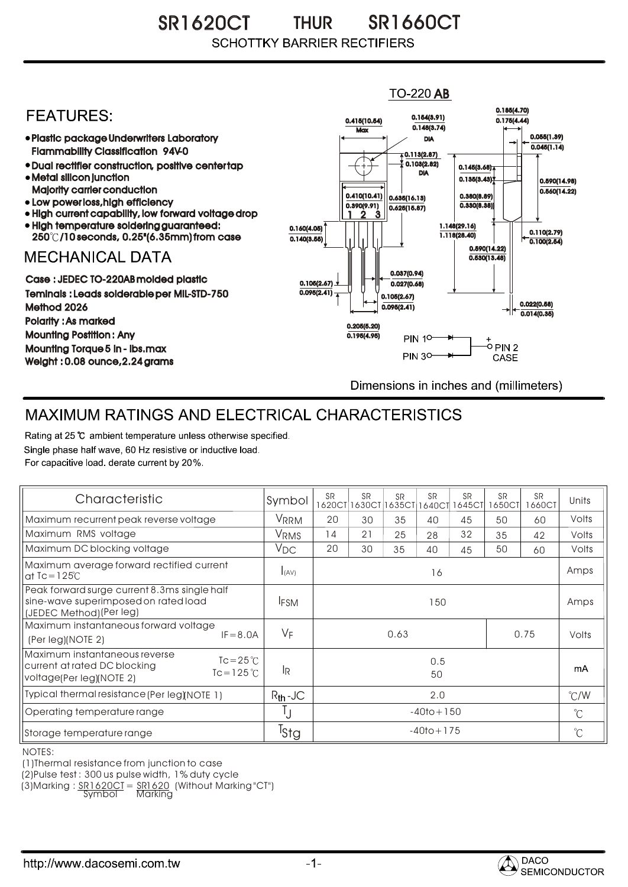# SR1620CT THUR SR1660CT

SCHOTTKY BARRIER RECTIFIERS

## FEATURES:

- Plastic package Underwriters Laboratory Flammability Classification 94V-0
- Dual rectifier construction, positive center tap
- Metal silicon junction Majority carrier conduction
- Low power loss, high efficiency
- High current capability, low forward voltage drop
- High temperature soldering guaranteed: 250℃/10 seconds, 0.25"(6.35mm) from case

## MECHANICAL DATA

Case : JEDEC TO-220AB molded plastic

Teminals : Leads solderable per MIL-STD-750 Method 2026

Polarity : As marked

Mounting Postition : Any

Mounting Torque 5 in - lbs.max

Weight : 0.08 ounce, 2.24 grams

TO-220 AB

PIN 1, PIN 3, PIN 2 CASE

Dimensions in inches and (millimeters)

## MAXIMUM RATINGS AND ELECTRICAL CHARACTERISTICS

Rating at 25 ℃ ambient temperature unless otherwise specified.
Single phase half wave, 60 Hz resistive or inductive load.
For capacitive load. derate current by 20%.

| Characteristic | Symbol | SR 1620CT | SR 1630CT | SR 1635CT | SR 1640CT | SR 1645CT | SR 1650CT | SR 1660CT | Units |
|---|---|---|---|---|---|---|---|---|---|
| Maximum recurrent peak reverse voltage | $V_{RRM}$ | 20 | 30 | 35 | 40 | 45 | 50 | 60 | Volts |
| Maximum RMS voltage | $V_{RMS}$ | 14 | 21 | 25 | 28 | 32 | 35 | 42 | Volts |
| Maximum DC blocking voltage | $V_{DC}$ | 20 | 30 | 35 | 40 | 45 | 50 | 60 | Volts |
| Maximum average forward rectified current at Tc=125℃ | $I_{(AV)}$ | 16 | | | | | | | Amps |
| Peak forward surge current 8.3ms single half sine-wave superimposed on rated load (JEDEC Method)(Per leg) | $I_{FSM}$ | 150 | | | | | | | Amps |
| Maximum instantaneous forward voltage (Per leg)(NOTE 2) IF=8.0A | $V_F$ | 0.63 | | | | | 0.75 | | Volts |
| Maximum instantaneous reverse current at rated DC blocking voltage(Per leg)(NOTE 2) Tc=25℃ / Tc=125℃ | $I_R$ | 0.5 / 50 | | | | | | | mA |
| Typical thermal resistance (Per leg)(NOTE 1) | $R_{th}$-JC | 2.0 | | | | | | | ℃/W |
| Operating temperature range | $T_J$ | -40to+150 | | | | | | | ℃ |
| Storage temperature range | $T_{Stg}$ | -40to+175 | | | | | | | ℃ |

NOTES:
(1)Thermal resistance from junction to case
(2)Pulse test : 300 us pulse width, 1% duty cycle
(3)Marking : SR1620CT = SR1620 (Without Marking "CT")
Symbol Marking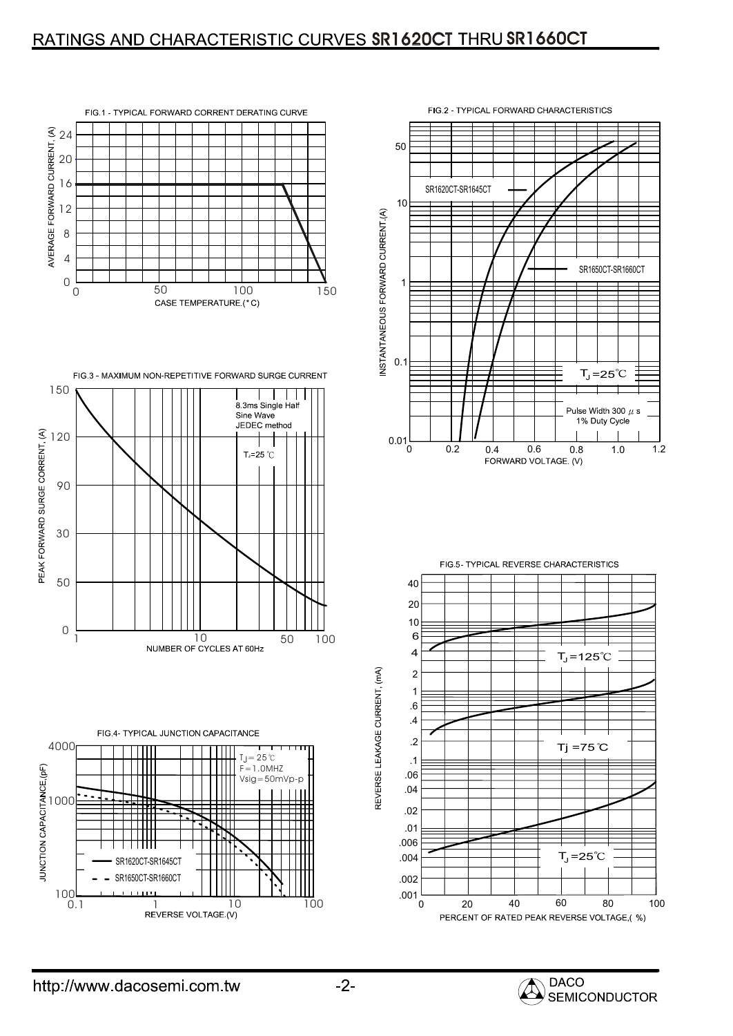# RATINGS AND CHARACTERISTIC CURVES SR1620CT THRU SR1660CT

FIG.1 - TYPICAL FORWARD CORRENT DERATING CURVE

AVERAGE FORWARD CURRENT, (A)

24
20
16
12
8
4
0

0 50 100 150

CASE TEMPERATURE.(°C)

FIG.2 - TYPICAL FORWARD CHARACTERISTICS

INSTANTANEOUS FORWARD CURRENT,(A)

50
10
1
0.1
0.01

0 0.2 0.4 0.6 0.8 1.0 1.2

FORWARD VOLTAGE. (V)

SR1620CT-SR1645CT

SR1650CT-SR1660CT

$T_J$=25℃

Pulse Width 300 $\mu$ s
1% Duty Cycle

FIG.3 - MAXIMUM NON-REPETITIVE FORWARD SURGE CURRENT

PEAK FORWARD SURGE CORRENT, (A)

150
120
90
30
50
0

1 10 50 100

NUMBER OF CYCLES AT 60Hz

8.3ms Single Half
Sine Wave
JEDEC method

$T_J$=25 ℃

FIG.4- TYPICAL JUNCTION CAPACITANCE

JUNCTION CAPACITANCE,(pF)

4000
1000
100

0.1 1 10 100

REVERSE VOLTAGE.(V)

$T_J$= 25 ℃
F=1.0MHZ
Vsig=50mVp-p

SR1620CT-SR1645CT

SR1650CT-SR1660CT

FIG.5- TYPICAL REVERSE CHARACTERISTICS

REVERSE LEAKAGE CURRENT, (mA)

40
20
10
6
4
2
1
.6
.4
.2
.1
.06
.04
.02
.01
.006
.004
.002
.001

0 20 40 60 80 100

PERCENT OF RATED PEAK REVERSE VOLTAGE,( %)

$T_J$=125℃

Tj =75℃

$T_J$=25℃